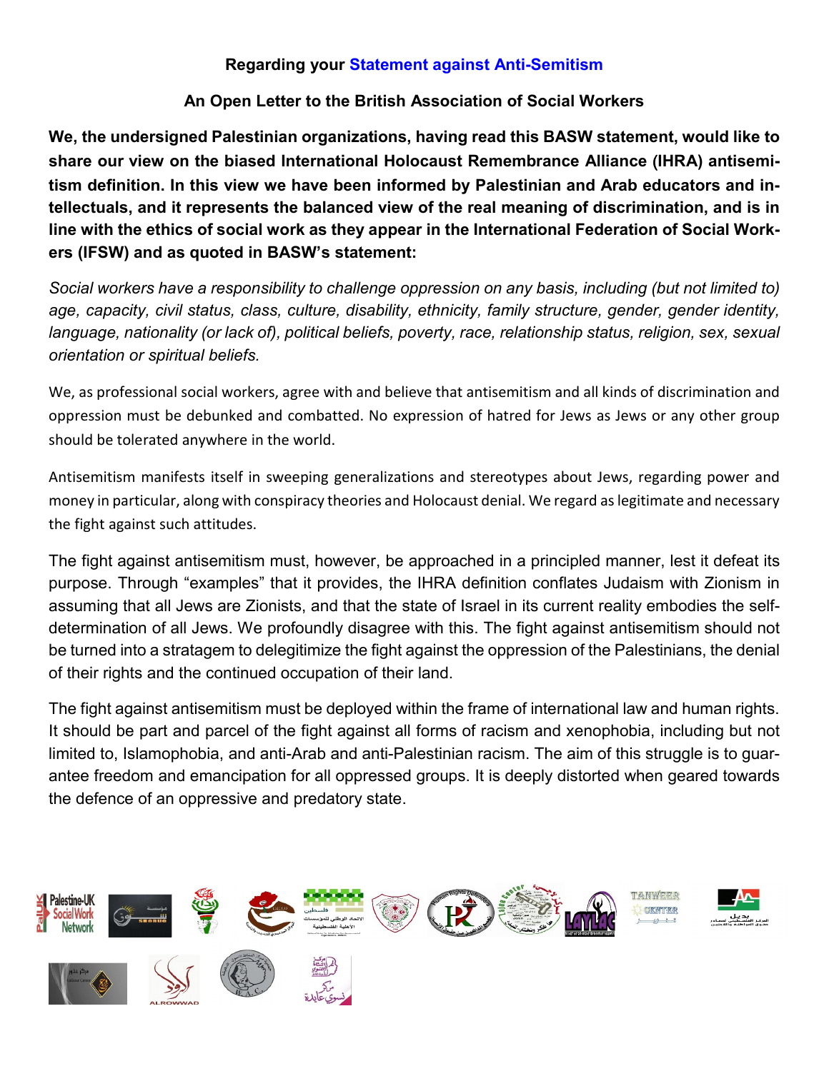**Regarding your Statement against Anti-Semitism**

**An Open Letter to the British Association of Social Workers**

**We, the undersigned Palestinian organizations, having read this BASW statement, would like to share our view on the biased International Holocaust Remembrance Alliance (IHRA) antisemitism definition. In this view we have been informed by Palestinian and Arab educators and intellectuals, and it represents the balanced view of the real meaning of discrimination, and is in line with the ethics of social work as they appear in the International Federation of Social Workers (IFSW) and as quoted in BASW's statement:**

*Social workers have a responsibility to challenge oppression on any basis, including (but not limited to) age, capacity, civil status, class, culture, disability, ethnicity, family structure, gender, gender identity, language, nationality (or lack of), political beliefs, poverty, race, relationship status, religion, sex, sexual orientation or spiritual beliefs.*

We, as professional social workers, agree with and believe that antisemitism and all kinds of discrimination and oppression must be debunked and combatted. No expression of hatred for Jews as Jews or any other group should be tolerated anywhere in the world.

Antisemitism manifests itself in sweeping generalizations and stereotypes about Jews, regarding power and money in particular, along with conspiracy theories and Holocaust denial. We regard as legitimate and necessary the fight against such attitudes.

The fight against antisemitism must, however, be approached in a principled manner, lest it defeat its purpose. Through "examples" that it provides, the IHRA definition conflates Judaism with Zionism in assuming that all Jews are Zionists, and that the state of Israel in its current reality embodies the self-determination of all Jews. We profoundly disagree with this. The fight against antisemitism should not be turned into a stratagem to delegitimize the fight against the oppression of the Palestinians, the denial of their rights and the continued occupation of their land.

The fight against antisemitism must be deployed within the frame of international law and human rights. It should be part and parcel of the fight against all forms of racism and xenophobia, including but not limited to, Islamophobia, and anti-Arab and anti-Palestinian racism. The aim of this struggle is to guarantee freedom and emancipation for all oppressed groups. It is deeply distorted when geared towards the defence of an oppressive and predatory state.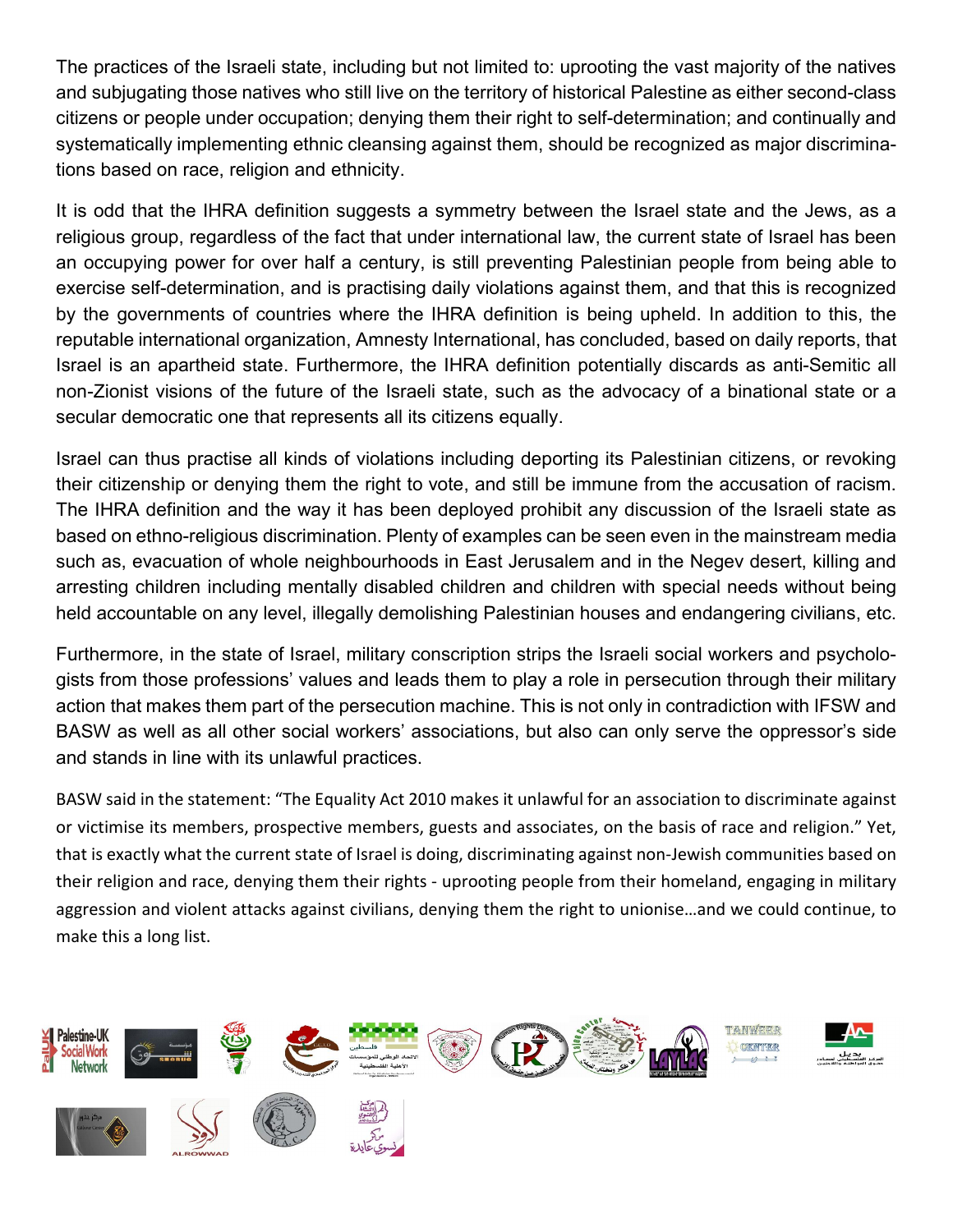The practices of the Israeli state, including but not limited to: uprooting the vast majority of the natives and subjugating those natives who still live on the territory of historical Palestine as either second-class citizens or people under occupation; denying them their right to self-determination; and continually and systematically implementing ethnic cleansing against them, should be recognized as major discriminations based on race, religion and ethnicity.

It is odd that the IHRA definition suggests a symmetry between the Israel state and the Jews, as a religious group, regardless of the fact that under international law, the current state of Israel has been an occupying power for over half a century, is still preventing Palestinian people from being able to exercise self-determination, and is practising daily violations against them, and that this is recognized by the governments of countries where the IHRA definition is being upheld. In addition to this, the reputable international organization, Amnesty International, has concluded, based on daily reports, that Israel is an apartheid state. Furthermore, the IHRA definition potentially discards as anti-Semitic all non-Zionist visions of the future of the Israeli state, such as the advocacy of a binational state or a secular democratic one that represents all its citizens equally.

Israel can thus practise all kinds of violations including deporting its Palestinian citizens, or revoking their citizenship or denying them the right to vote, and still be immune from the accusation of racism. The IHRA definition and the way it has been deployed prohibit any discussion of the Israeli state as based on ethno-religious discrimination. Plenty of examples can be seen even in the mainstream media such as, evacuation of whole neighbourhoods in East Jerusalem and in the Negev desert, killing and arresting children including mentally disabled children and children with special needs without being held accountable on any level, illegally demolishing Palestinian houses and endangering civilians, etc.

Furthermore, in the state of Israel, military conscription strips the Israeli social workers and psychologists from those professions' values and leads them to play a role in persecution through their military action that makes them part of the persecution machine. This is not only in contradiction with IFSW and BASW as well as all other social workers' associations, but also can only serve the oppressor's side and stands in line with its unlawful practices.

BASW said in the statement: "The Equality Act 2010 makes it unlawful for an association to discriminate against or victimise its members, prospective members, guests and associates, on the basis of race and religion." Yet, that is exactly what the current state of Israel is doing, discriminating against non-Jewish communities based on their religion and race, denying them their rights - uprooting people from their homeland, engaging in military aggression and violent attacks against civilians, denying them the right to unionise…and we could continue, to make this a long list.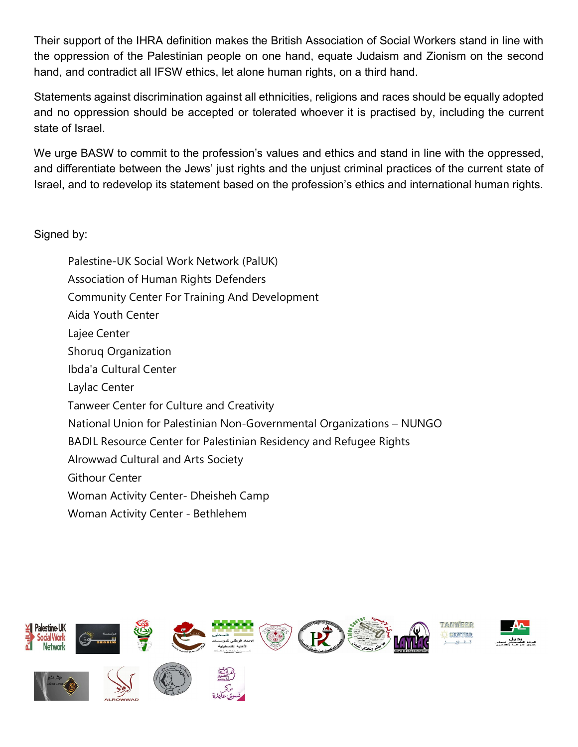Their support of the IHRA definition makes the British Association of Social Workers stand in line with the oppression of the Palestinian people on one hand, equate Judaism and Zionism on the second hand, and contradict all IFSW ethics, let alone human rights, on a third hand.

Statements against discrimination against all ethnicities, religions and races should be equally adopted and no oppression should be accepted or tolerated whoever it is practised by, including the current state of Israel.

We urge BASW to commit to the profession's values and ethics and stand in line with the oppressed, and differentiate between the Jews' just rights and the unjust criminal practices of the current state of Israel, and to redevelop its statement based on the profession's ethics and international human rights.

Signed by:

Palestine-UK Social Work Network (PalUK)
Association of Human Rights Defenders
Community Center For Training And Development
Aida Youth Center
Lajee Center
Shoruq Organization
Ibda'a Cultural Center
Laylac Center
Tanweer Center for Culture and Creativity
National Union for Palestinian Non-Governmental Organizations – NUNGO
BADIL Resource Center for Palestinian Residency and Refugee Rights
Alrowwad Cultural and Arts Society
Githour Center
Woman Activity Center- Dheisheh Camp
Woman Activity Center - Bethlehem